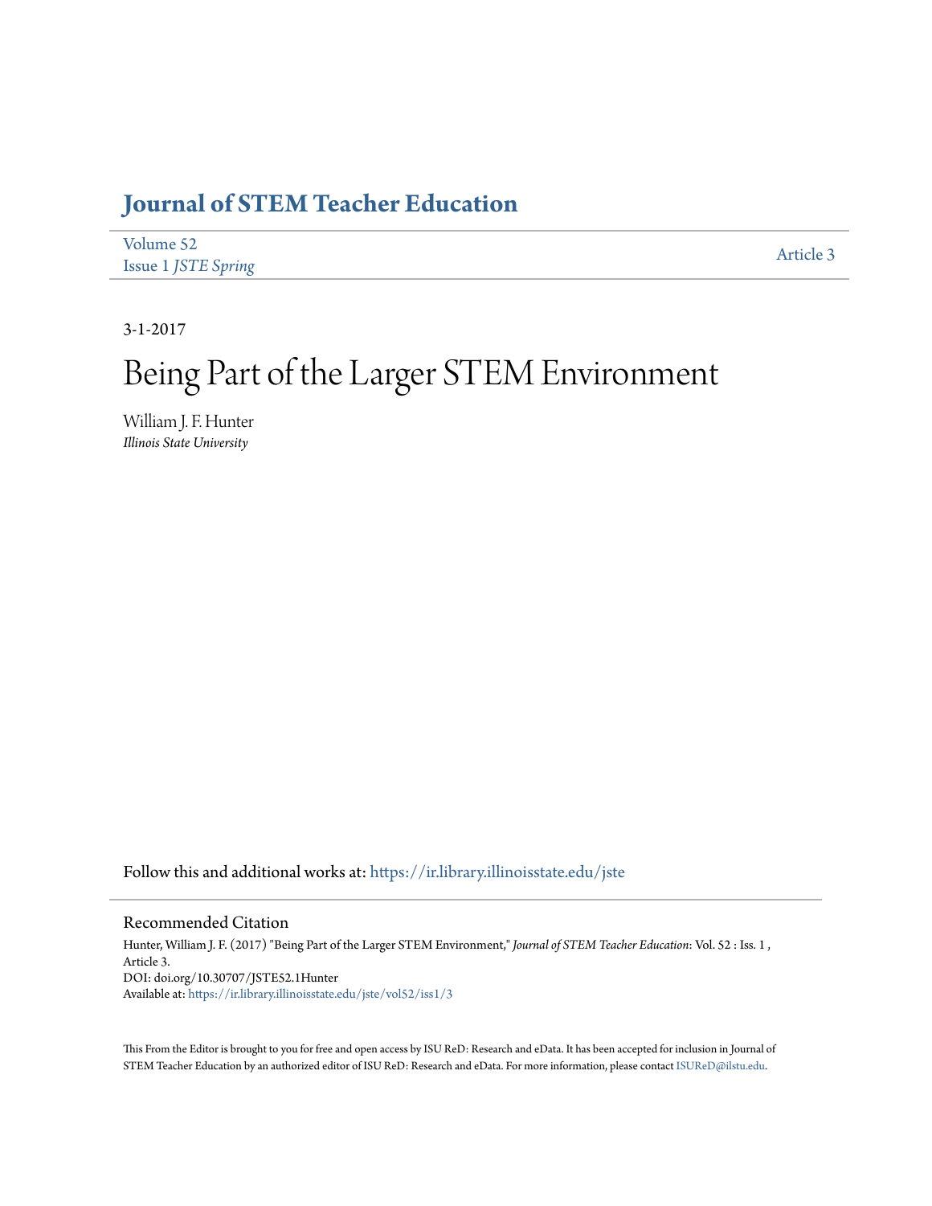## Journal of STEM Teacher Education

Volume 52
Issue 1 *JSTE Spring*

Article 3

3-1-2017

# Being Part of the Larger STEM Environment

William J. F. Hunter
*Illinois State University*

Follow this and additional works at: https://ir.library.illinoisstate.edu/jste

### Recommended Citation

Hunter, William J. F. (2017) "Being Part of the Larger STEM Environment," *Journal of STEM Teacher Education*: Vol. 52 : Iss. 1 , Article 3.
DOI: doi.org/10.30707/JSTE52.1Hunter
Available at: https://ir.library.illinoisstate.edu/jste/vol52/iss1/3

This From the Editor is brought to you for free and open access by ISU ReD: Research and eData. It has been accepted for inclusion in Journal of STEM Teacher Education by an authorized editor of ISU ReD: Research and eData. For more information, please contact ISUReD@ilstu.edu.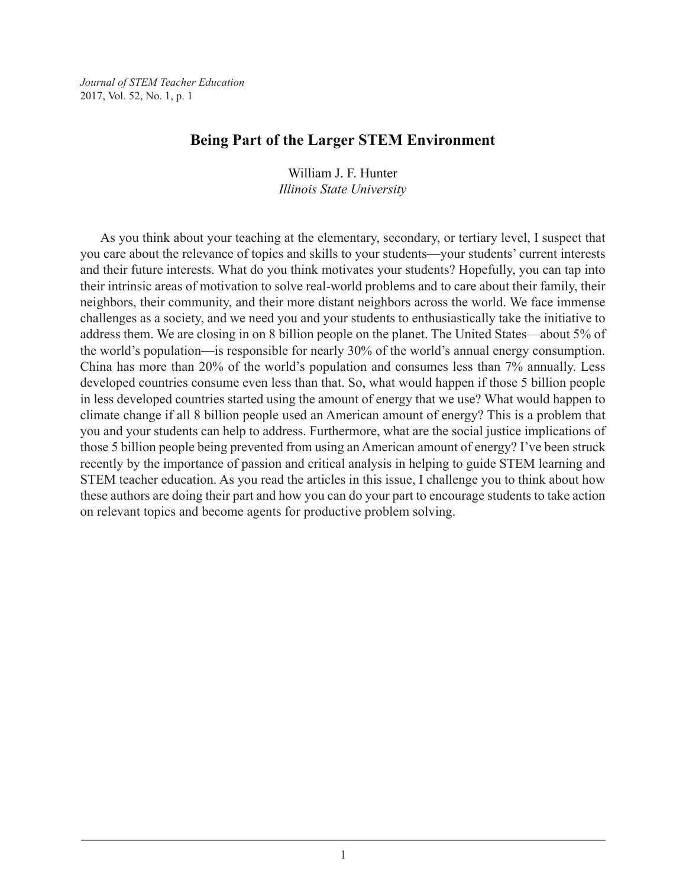# Being Part of the Larger STEM Environment

William J. F. Hunter
*Illinois State University*

As you think about your teaching at the elementary, secondary, or tertiary level, I suspect that you care about the relevance of topics and skills to your students—your students' current interests and their future interests. What do you think motivates your students? Hopefully, you can tap into their intrinsic areas of motivation to solve real-world problems and to care about their family, their neighbors, their community, and their more distant neighbors across the world. We face immense challenges as a society, and we need you and your students to enthusiastically take the initiative to address them. We are closing in on 8 billion people on the planet. The United States—about 5% of the world's population—is responsible for nearly 30% of the world's annual energy consumption. China has more than 20% of the world's population and consumes less than 7% annually. Less developed countries consume even less than that. So, what would happen if those 5 billion people in less developed countries started using the amount of energy that we use? What would happen to climate change if all 8 billion people used an American amount of energy? This is a problem that you and your students can help to address. Furthermore, what are the social justice implications of those 5 billion people being prevented from using an American amount of energy? I've been struck recently by the importance of passion and critical analysis in helping to guide STEM learning and STEM teacher education. As you read the articles in this issue, I challenge you to think about how these authors are doing their part and how you can do your part to encourage students to take action on relevant topics and become agents for productive problem solving.